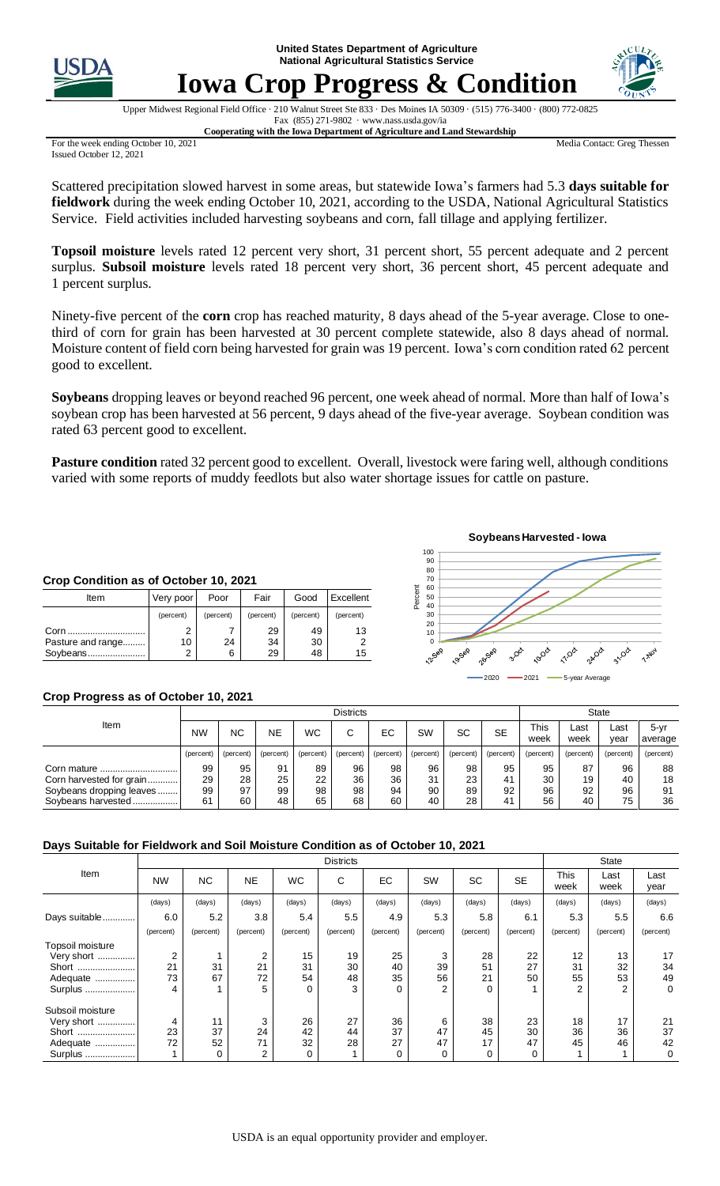United States Department of Agriculture
National Agricultural Statistics Service

# Iowa Crop Progress & Condition

Upper Midwest Regional Field Office · 210 Walnut Street Ste 833 · Des Moines IA 50309 · (515) 776-3400 · (800) 772-0825
Fax (855) 271-9802 · www.nass.usda.gov/ia
**Cooperating with the Iowa Department of Agriculture and Land Stewardship**

For the week ending October 10, 2021
Issued October 12, 2021

Media Contact: Greg Thessen

Scattered precipitation slowed harvest in some areas, but statewide Iowa's farmers had 5.3 **days suitable for fieldwork** during the week ending October 10, 2021, according to the USDA, National Agricultural Statistics Service. Field activities included harvesting soybeans and corn, fall tillage and applying fertilizer.

**Topsoil moisture** levels rated 12 percent very short, 31 percent short, 55 percent adequate and 2 percent surplus. **Subsoil moisture** levels rated 18 percent very short, 36 percent short, 45 percent adequate and 1 percent surplus.

Ninety-five percent of the **corn** crop has reached maturity, 8 days ahead of the 5-year average. Close to one-third of corn for grain has been harvested at 30 percent complete statewide, also 8 days ahead of normal. Moisture content of field corn being harvested for grain was 19 percent. Iowa's corn condition rated 62 percent good to excellent.

**Soybeans** dropping leaves or beyond reached 96 percent, one week ahead of normal. More than half of Iowa's soybean crop has been harvested at 56 percent, 9 days ahead of the five-year average. Soybean condition was rated 63 percent good to excellent.

**Pasture condition** rated 32 percent good to excellent. Overall, livestock were faring well, although conditions varied with some reports of muddy feedlots but also water shortage issues for cattle on pasture.

### Crop Condition as of October 10, 2021

| Item | Very poor | Poor | Fair | Good | Excellent |
|---|---|---|---|---|---|
| | (percent) | (percent) | (percent) | (percent) | (percent) |
| Corn | 2 | 7 | 29 | 49 | 13 |
| Pasture and range | 10 | 24 | 34 | 30 | 2 |
| Soybeans | 2 | 6 | 29 | 48 | 15 |

**Soybeans Harvested - Iowa**

### Crop Progress as of October 10, 2021

| Item | Districts | | | | | | | | | State | | | |
|---|---|---|---|---|---|---|---|---|---|---|---|---|---|
| | NW | NC | NE | WC | C | EC | SW | SC | SE | This week | Last week | Last year | 5-yr average |
| | (percent) | (percent) | (percent) | (percent) | (percent) | (percent) | (percent) | (percent) | (percent) | (percent) | (percent) | (percent) | (percent) |
| Corn mature | 99 | 95 | 91 | 89 | 96 | 98 | 96 | 98 | 95 | 95 | 87 | 96 | 88 |
| Corn harvested for grain | 29 | 28 | 25 | 22 | 36 | 36 | 31 | 23 | 41 | 30 | 19 | 40 | 18 |
| Soybeans dropping leaves | 99 | 97 | 99 | 98 | 98 | 94 | 90 | 89 | 92 | 96 | 92 | 96 | 91 |
| Soybeans harvested | 61 | 60 | 48 | 65 | 68 | 60 | 40 | 28 | 41 | 56 | 40 | 75 | 36 |

### Days Suitable for Fieldwork and Soil Moisture Condition as of October 10, 2021

| Item | Districts | | | | | | | | | State | | |
|---|---|---|---|---|---|---|---|---|---|---|---|---|
| | NW | NC | NE | WC | C | EC | SW | SC | SE | This week | Last week | Last year |
| | (days) | (days) | (days) | (days) | (days) | (days) | (days) | (days) | (days) | (days) | (days) | (days) |
| Days suitable | 6.0 | 5.2 | 3.8 | 5.4 | 5.5 | 4.9 | 5.3 | 5.8 | 6.1 | 5.3 | 5.5 | 6.6 |
| | (percent) | (percent) | (percent) | (percent) | (percent) | (percent) | (percent) | (percent) | (percent) | (percent) | (percent) | (percent) |
| Topsoil moisture | | | | | | | | | | | | |
| Very short | 2 | 1 | 2 | 15 | 19 | 25 | 3 | 28 | 22 | 12 | 13 | 17 |
| Short | 21 | 31 | 21 | 31 | 30 | 40 | 39 | 51 | 27 | 31 | 32 | 34 |
| Adequate | 73 | 67 | 72 | 54 | 48 | 35 | 56 | 21 | 50 | 55 | 53 | 49 |
| Surplus | 4 | 1 | 5 | 0 | 3 | 0 | 2 | 0 | 1 | 2 | 2 | 0 |
| Subsoil moisture | | | | | | | | | | | | |
| Very short | 4 | 11 | 3 | 26 | 27 | 36 | 6 | 38 | 23 | 18 | 17 | 21 |
| Short | 23 | 37 | 24 | 42 | 44 | 37 | 47 | 45 | 30 | 36 | 36 | 37 |
| Adequate | 72 | 52 | 71 | 32 | 28 | 27 | 47 | 17 | 47 | 45 | 46 | 42 |
| Surplus | 1 | 0 | 2 | 0 | 1 | 0 | 0 | 0 | 0 | 1 | 1 | 0 |

USDA is an equal opportunity provider and employer.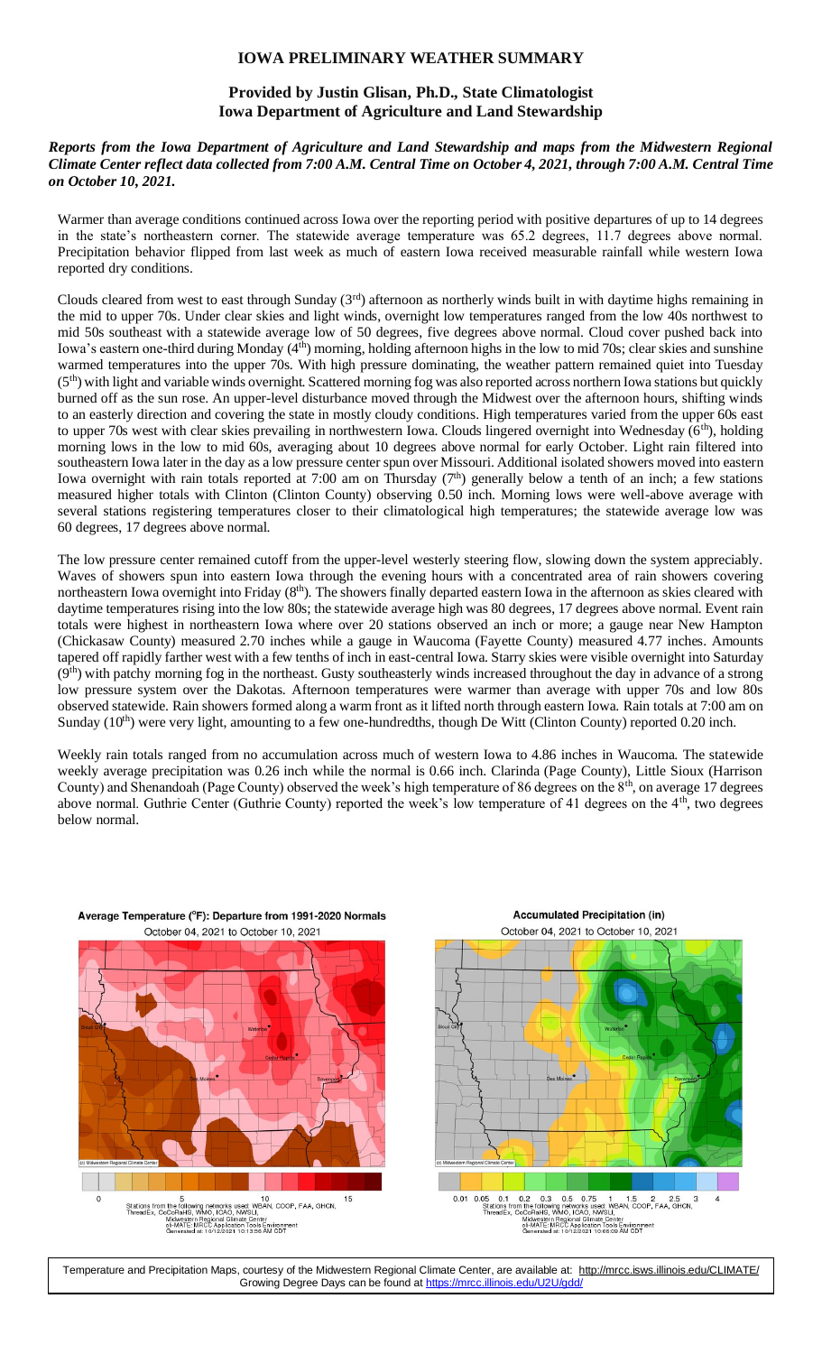# IOWA PRELIMINARY WEATHER SUMMARY

## Provided by Justin Glisan, Ph.D., State Climatologist
## Iowa Department of Agriculture and Land Stewardship

***Reports from the Iowa Department of Agriculture and Land Stewardship and maps from the Midwestern Regional Climate Center reflect data collected from 7:00 A.M. Central Time on October 4, 2021, through 7:00 A.M. Central Time on October 10, 2021.***

Warmer than average conditions continued across Iowa over the reporting period with positive departures of up to 14 degrees in the state's northeastern corner. The statewide average temperature was 65.2 degrees, 11.7 degrees above normal. Precipitation behavior flipped from last week as much of eastern Iowa received measurable rainfall while western Iowa reported dry conditions.

Clouds cleared from west to east through Sunday (3rd) afternoon as northerly winds built in with daytime highs remaining in the mid to upper 70s. Under clear skies and light winds, overnight low temperatures ranged from the low 40s northwest to mid 50s southeast with a statewide average low of 50 degrees, five degrees above normal. Cloud cover pushed back into Iowa's eastern one-third during Monday (4th) morning, holding afternoon highs in the low to mid 70s; clear skies and sunshine warmed temperatures into the upper 70s. With high pressure dominating, the weather pattern remained quiet into Tuesday (5th) with light and variable winds overnight. Scattered morning fog was also reported across northern Iowa stations but quickly burned off as the sun rose. An upper-level disturbance moved through the Midwest over the afternoon hours, shifting winds to an easterly direction and covering the state in mostly cloudy conditions. High temperatures varied from the upper 60s east to upper 70s west with clear skies prevailing in northwestern Iowa. Clouds lingered overnight into Wednesday (6th), holding morning lows in the low to mid 60s, averaging about 10 degrees above normal for early October. Light rain filtered into southeastern Iowa later in the day as a low pressure center spun over Missouri. Additional isolated showers moved into eastern Iowa overnight with rain totals reported at 7:00 am on Thursday (7th) generally below a tenth of an inch; a few stations measured higher totals with Clinton (Clinton County) observing 0.50 inch. Morning lows were well-above average with several stations registering temperatures closer to their climatological high temperatures; the statewide average low was 60 degrees, 17 degrees above normal.

The low pressure center remained cutoff from the upper-level westerly steering flow, slowing down the system appreciably. Waves of showers spun into eastern Iowa through the evening hours with a concentrated area of rain showers covering northeastern Iowa overnight into Friday (8th). The showers finally departed eastern Iowa in the afternoon as skies cleared with daytime temperatures rising into the low 80s; the statewide average high was 80 degrees, 17 degrees above normal. Event rain totals were highest in northeastern Iowa where over 20 stations observed an inch or more; a gauge near New Hampton (Chickasaw County) measured 2.70 inches while a gauge in Waucoma (Fayette County) measured 4.77 inches. Amounts tapered off rapidly farther west with a few tenths of inch in east-central Iowa. Starry skies were visible overnight into Saturday (9th) with patchy morning fog in the northeast. Gusty southeasterly winds increased throughout the day in advance of a strong low pressure system over the Dakotas. Afternoon temperatures were warmer than average with upper 70s and low 80s observed statewide. Rain showers formed along a warm front as it lifted north through eastern Iowa. Rain totals at 7:00 am on Sunday (10th) were very light, amounting to a few one-hundredths, though De Witt (Clinton County) reported 0.20 inch.

Weekly rain totals ranged from no accumulation across much of western Iowa to 4.86 inches in Waucoma. The statewide weekly average precipitation was 0.26 inch while the normal is 0.66 inch. Clarinda (Page County), Little Sioux (Harrison County) and Shenandoah (Page County) observed the week's high temperature of 86 degrees on the 8th, on average 17 degrees above normal. Guthrie Center (Guthrie County) reported the week's low temperature of 41 degrees on the 4th, two degrees below normal.

Average Temperature (°F): Departure from 1991-2020 Normals
October 04, 2021 to October 10, 2021

0 5 10 15

Stations from the following networks used: WBAN, COOP, FAA, GHCN, ThreadEx, CoCoRaHS, WMO, ICAO, NWSLI.
Midwestern Regional Climate Center
cli-MATE: MRCC Application Tools Environment
Generated at: 10/12/2021 10:13:56 AM CDT

Accumulated Precipitation (in)
October 04, 2021 to October 10, 2021

0.01 0.05 0.1 0.2 0.3 0.5 0.75 1 1.5 2 2.5 3 4

Stations from the following networks used: WBAN, COOP, FAA, GHCN, ThreadEx, CoCoRaHS, WMO, ICAO, NWSLI.
Midwestern Regional Climate Center
cli-MATE: MRCC Application Tools Environment
Generated at: 10/12/2021 10:08:09 AM CDT

Temperature and Precipitation Maps, courtesy of the Midwestern Regional Climate Center, are available at: http://mrcc.isws.illinois.edu/CLIMATE/
Growing Degree Days can be found at https://mrcc.illinois.edu/U2U/gdd/